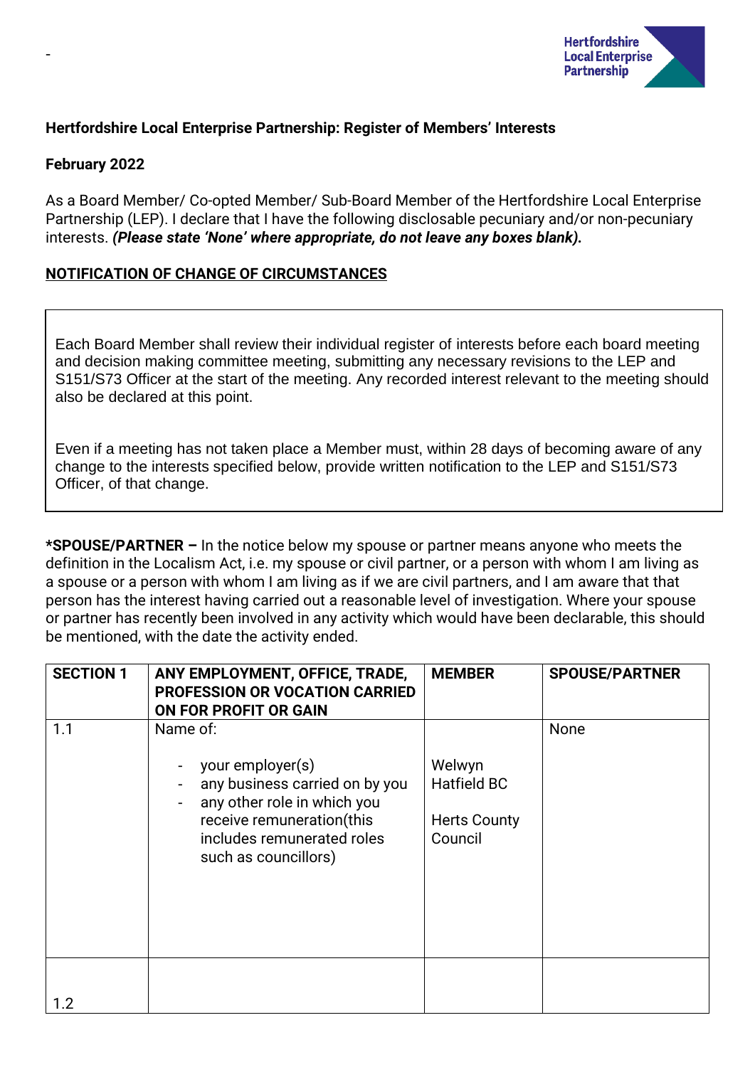-

**Hertfordshire Local Enterprise Partnership: Register of Members' Interests**

**February 2022**

As a Board Member/ Co-opted Member/ Sub-Board Member of the Hertfordshire Local Enterprise Partnership (LEP). I declare that I have the following disclosable pecuniary and/or non-pecuniary interests. ***(Please state 'None' where appropriate, do not leave any boxes blank).***

**NOTIFICATION OF CHANGE OF CIRCUMSTANCES**

Each Board Member shall review their individual register of interests before each board meeting and decision making committee meeting, submitting any necessary revisions to the LEP and S151/S73 Officer at the start of the meeting. Any recorded interest relevant to the meeting should also be declared at this point.

Even if a meeting has not taken place a Member must, within 28 days of becoming aware of any change to the interests specified below, provide written notification to the LEP and S151/S73 Officer, of that change.

**\*SPOUSE/PARTNER –** In the notice below my spouse or partner means anyone who meets the definition in the Localism Act, i.e. my spouse or civil partner, or a person with whom I am living as a spouse or a person with whom I am living as if we are civil partners, and I am aware that that person has the interest having carried out a reasonable level of investigation. Where your spouse or partner has recently been involved in any activity which would have been declarable, this should be mentioned, with the date the activity ended.

| SECTION 1 | ANY EMPLOYMENT, OFFICE, TRADE, PROFESSION OR VOCATION CARRIED ON FOR PROFIT OR GAIN | MEMBER | SPOUSE/PARTNER |
|---|---|---|---|
| 1.1 | Name of:<br>- your employer(s)<br>- any business carried on by you<br>- any other role in which you receive remuneration(this includes remunerated roles such as councillors) | Welwyn Hatfield BC<br><br>Herts County Council | None |
| 1.2 | | | |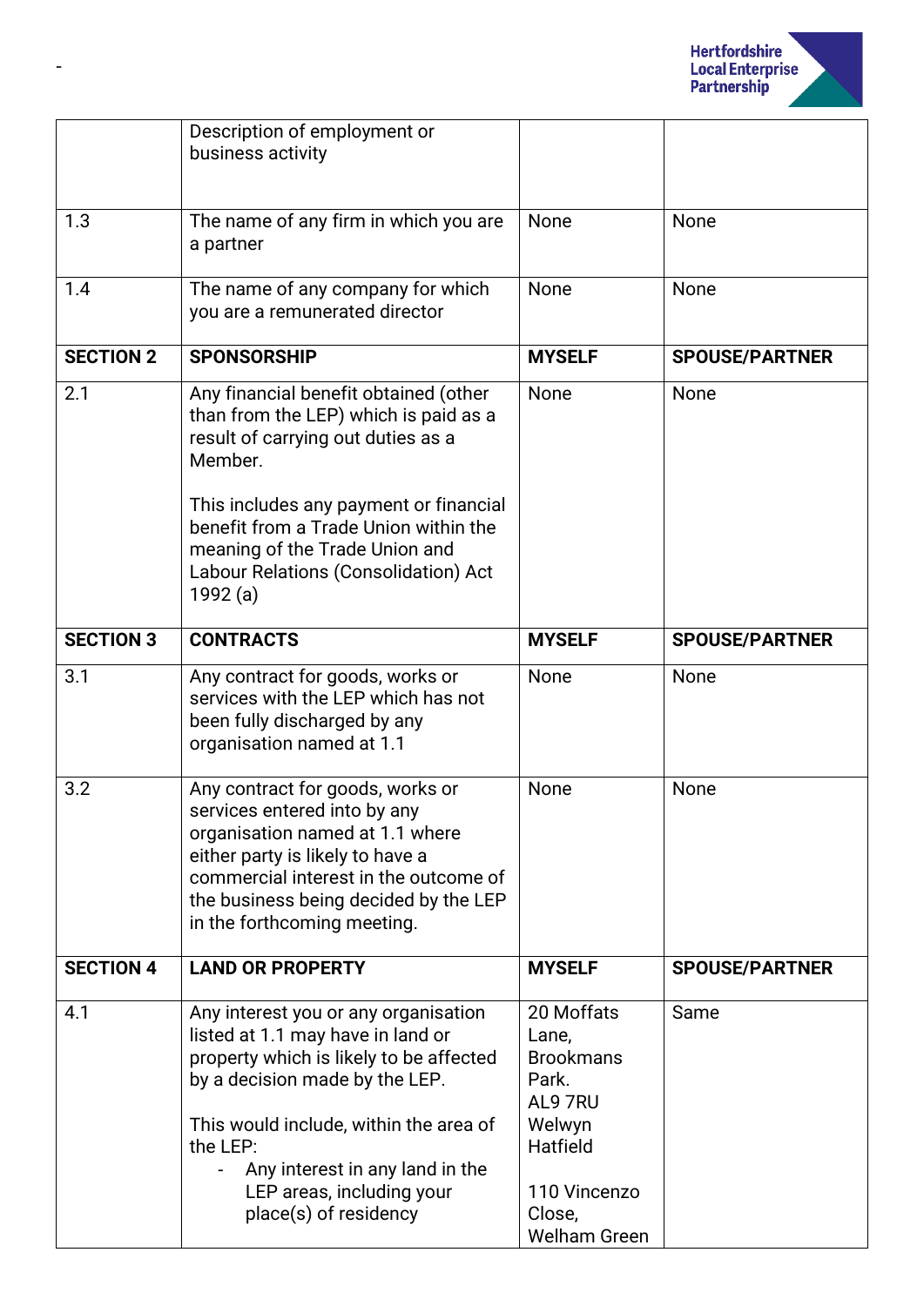| | Description of employment or business activity | | |
|---|---|---|---|
| 1.3 | The name of any firm in which you are a partner | None | None |
| 1.4 | The name of any company for which you are a remunerated director | None | None |
| **SECTION 2** | **SPONSORSHIP** | **MYSELF** | **SPOUSE/PARTNER** |
| 2.1 | Any financial benefit obtained (other than from the LEP) which is paid as a result of carrying out duties as a Member.<br><br>This includes any payment or financial benefit from a Trade Union within the meaning of the Trade Union and Labour Relations (Consolidation) Act 1992 (a) | None | None |
| **SECTION 3** | **CONTRACTS** | **MYSELF** | **SPOUSE/PARTNER** |
| 3.1 | Any contract for goods, works or services with the LEP which has not been fully discharged by any organisation named at 1.1 | None | None |
| 3.2 | Any contract for goods, works or services entered into by any organisation named at 1.1 where either party is likely to have a commercial interest in the outcome of the business being decided by the LEP in the forthcoming meeting. | None | None |
| **SECTION 4** | **LAND OR PROPERTY** | **MYSELF** | **SPOUSE/PARTNER** |
| 4.1 | Any interest you or any organisation listed at 1.1 may have in land or property which is likely to be affected by a decision made by the LEP.<br><br>This would include, within the area of the LEP:<br>- Any interest in any land in the LEP areas, including your place(s) of residency | 20 Moffats Lane, Brookmans Park. AL9 7RU Welwyn Hatfield<br><br>110 Vincenzo Close, Welham Green | Same |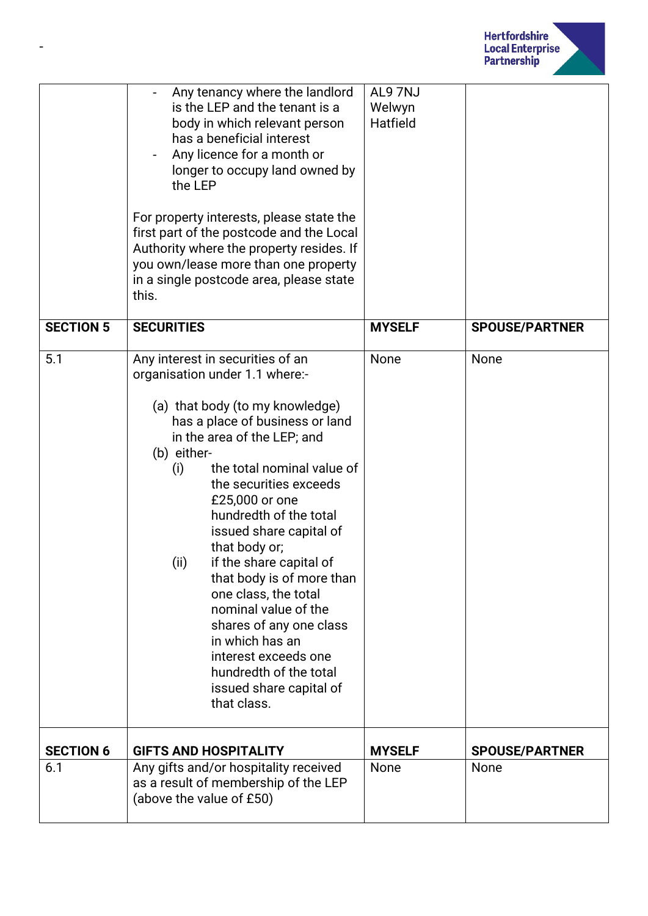| | | | |
|---|---|---|---|
| | - Any tenancy where the landlord is the LEP and the tenant is a body in which relevant person has a beneficial interest<br>- Any licence for a month or longer to occupy land owned by the LEP<br><br>For property interests, please state the first part of the postcode and the Local Authority where the property resides. If you own/lease more than one property in a single postcode area, please state this. | AL9 7NJ Welwyn Hatfield | |
| **SECTION 5** | **SECURITIES** | **MYSELF** | **SPOUSE/PARTNER** |
| 5.1 | Any interest in securities of an organisation under 1.1 where:-<br><br>(a) that body (to my knowledge) has a place of business or land in the area of the LEP; and<br>(b) either-<br>(i) the total nominal value of the securities exceeds £25,000 or one hundredth of the total issued share capital of that body or;<br>(ii) if the share capital of that body is of more than one class, the total nominal value of the shares of any one class in which has an interest exceeds one hundredth of the total issued share capital of that class. | None | None |
| **SECTION 6** | **GIFTS AND HOSPITALITY** | **MYSELF** | **SPOUSE/PARTNER** |
| 6.1 | Any gifts and/or hospitality received as a result of membership of the LEP (above the value of £50) | None | None |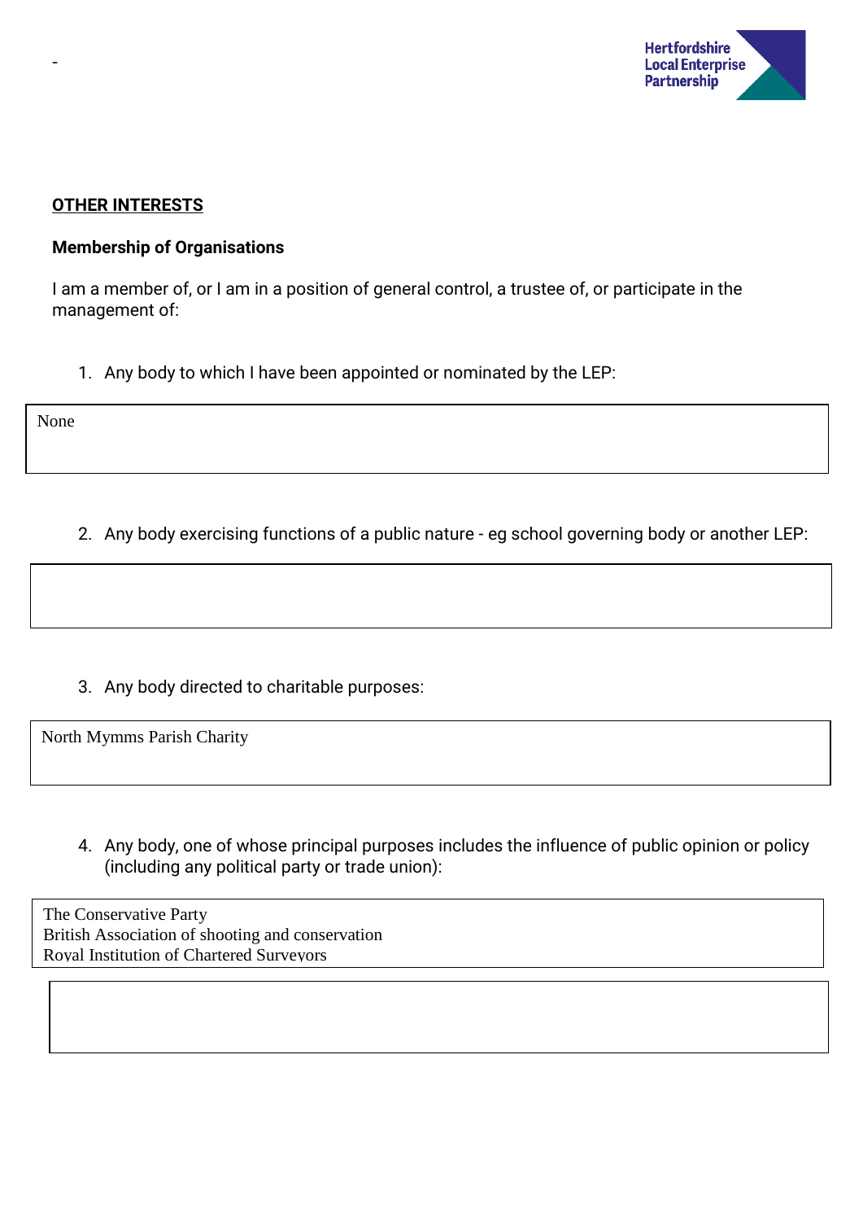-

**OTHER INTERESTS**

**Membership of Organisations**

I am a member of, or I am in a position of general control, a trustee of, or participate in the management of:

1. Any body to which I have been appointed or nominated by the LEP:

None

2. Any body exercising functions of a public nature - eg school governing body or another LEP:

3. Any body directed to charitable purposes:

North Mymms Parish Charity

4. Any body, one of whose principal purposes includes the influence of public opinion or policy (including any political party or trade union):

The Conservative Party
British Association of shooting and conservation
Royal Institution of Chartered Surveyors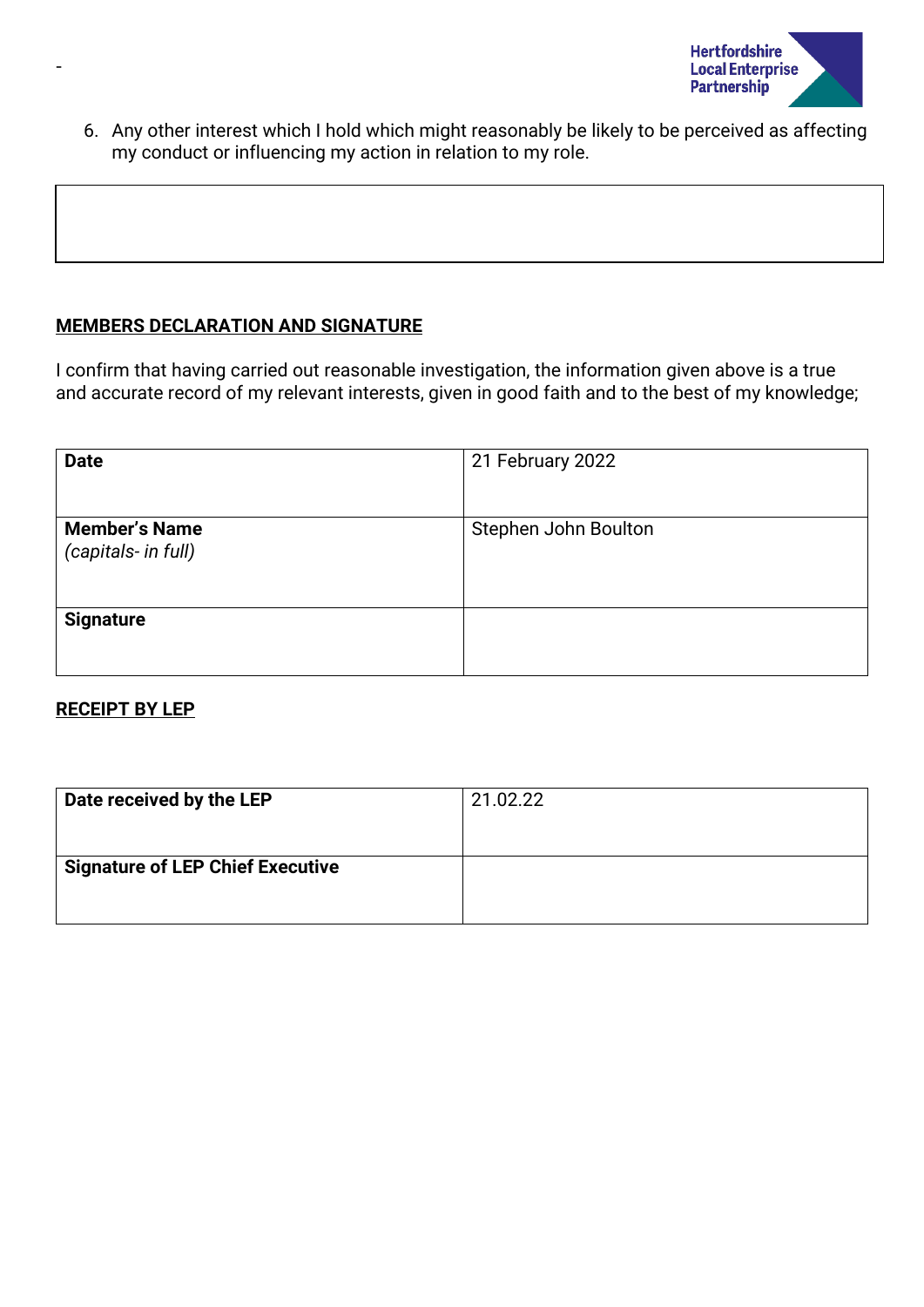-

6. Any other interest which I hold which might reasonably be likely to be perceived as affecting my conduct or influencing my action in relation to my role.

| |
|---|
| |

**MEMBERS DECLARATION AND SIGNATURE**

I confirm that having carried out reasonable investigation, the information given above is a true and accurate record of my relevant interests, given in good faith and to the best of my knowledge;

| | |
|---|---|
| **Date** | 21 February 2022 |
| **Member's Name** *(capitals- in full)* | Stephen John Boulton |
| **Signature** | |

**RECEIPT BY LEP**

| | |
|---|---|
| **Date received by the LEP** | 21.02.22 |
| **Signature of LEP Chief Executive** | |